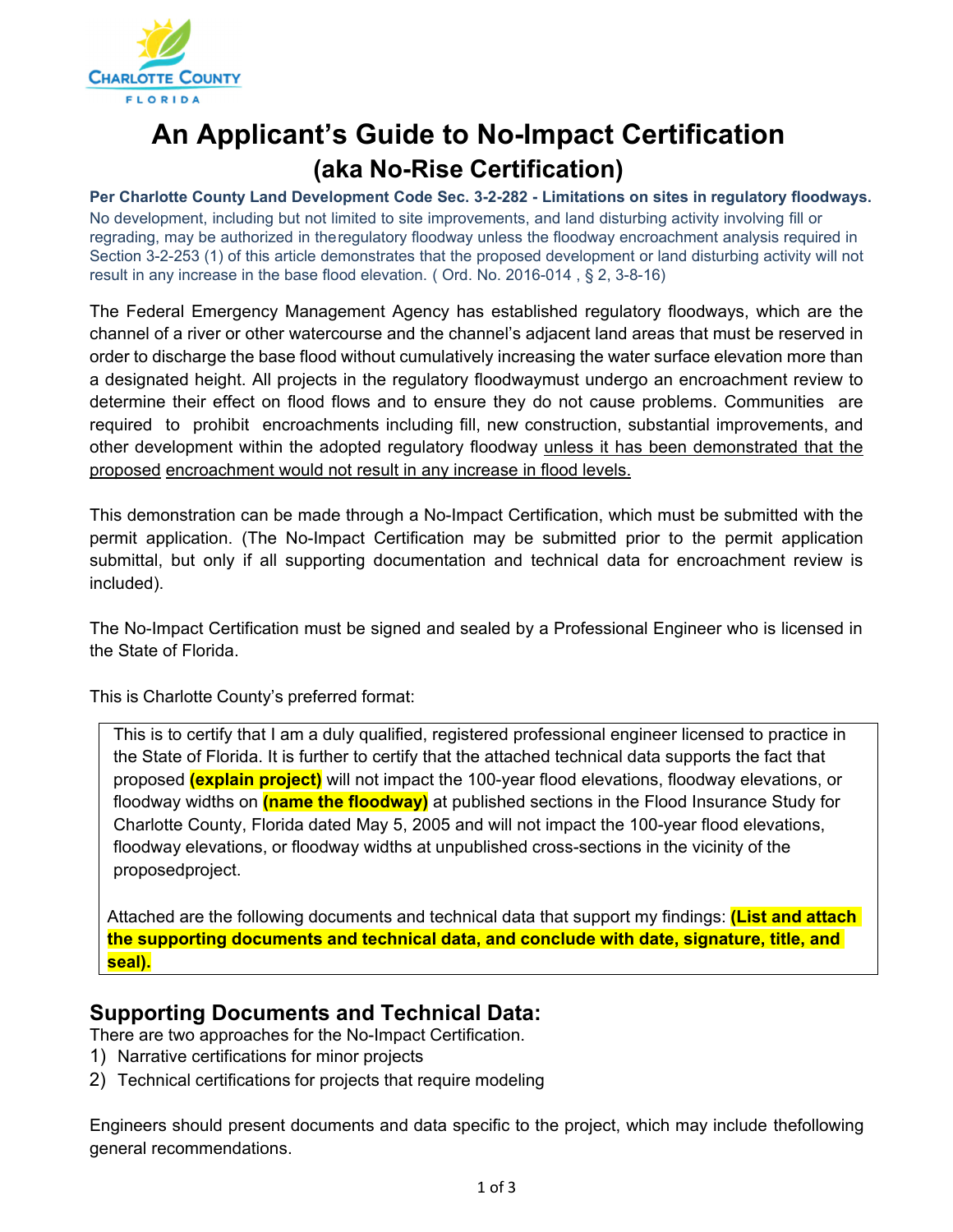# An Applicant's Guide to No-Impact Certification

## (aka No-Rise Certification)

**Per Charlotte County Land Development Code Sec. 3-2-282 - Limitations on sites in regulatory floodways.**
No development, including but not limited to site improvements, and land disturbing activity involving fill or regrading, may be authorized in theregulatory floodway unless the floodway encroachment analysis required in Section 3-2-253 (1) of this article demonstrates that the proposed development or land disturbing activity will not result in any increase in the base flood elevation. ( Ord. No. 2016-014 , § 2, 3-8-16)

The Federal Emergency Management Agency has established regulatory floodways, which are the channel of a river or other watercourse and the channel's adjacent land areas that must be reserved in order to discharge the base flood without cumulatively increasing the water surface elevation more than a designated height. All projects in the regulatory floodwaymust undergo an encroachment review to determine their effect on flood flows and to ensure they do not cause problems. Communities are required to prohibit encroachments including fill, new construction, substantial improvements, and other development within the adopted regulatory floodway unless it has been demonstrated that the proposed encroachment would not result in any increase in flood levels.

This demonstration can be made through a No-Impact Certification, which must be submitted with the permit application. (The No-Impact Certification may be submitted prior to the permit application submittal, but only if all supporting documentation and technical data for encroachment review is included).

The No-Impact Certification must be signed and sealed by a Professional Engineer who is licensed in the State of Florida.

This is Charlotte County's preferred format:

> This is to certify that I am a duly qualified, registered professional engineer licensed to practice in the State of Florida. It is further to certify that the attached technical data supports the fact that proposed **(explain project)** will not impact the 100-year flood elevations, floodway elevations, or floodway widths on **(name the floodway)** at published sections in the Flood Insurance Study for Charlotte County, Florida dated May 5, 2005 and will not impact the 100-year flood elevations, floodway elevations, or floodway widths at unpublished cross-sections in the vicinity of the proposedproject.
>
> Attached are the following documents and technical data that support my findings: **(List and attach the supporting documents and technical data, and conclude with date, signature, title, and seal).**

## Supporting Documents and Technical Data:

There are two approaches for the No-Impact Certification.

1) Narrative certifications for minor projects
2) Technical certifications for projects that require modeling

Engineers should present documents and data specific to the project, which may include thefollowing general recommendations.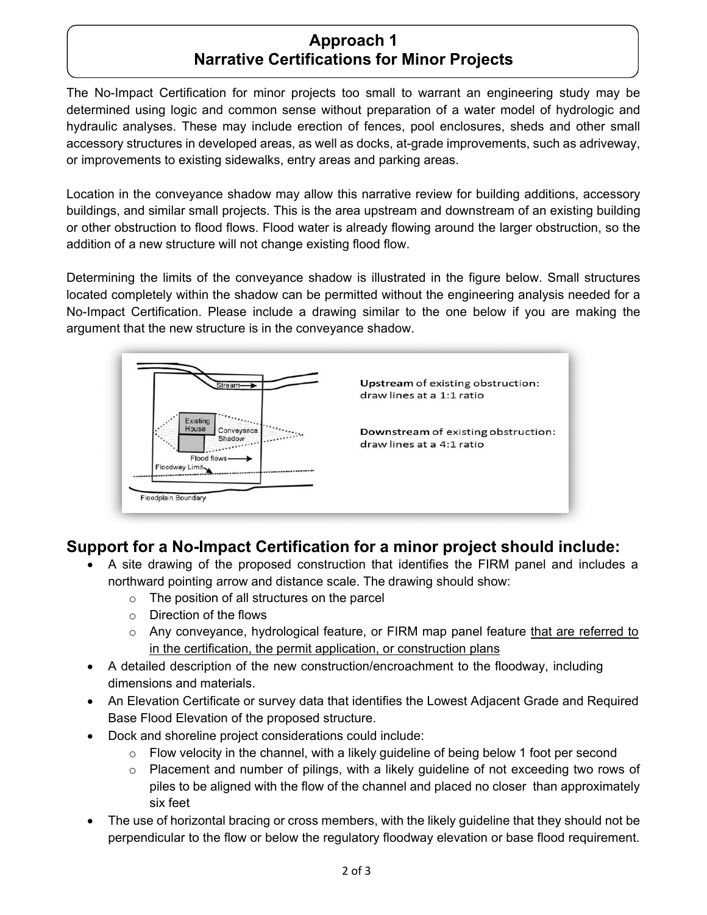# Approach 1
# Narrative Certifications for Minor Projects

The No-Impact Certification for minor projects too small to warrant an engineering study may be determined using logic and common sense without preparation of a water model of hydrologic and hydraulic analyses. These may include erection of fences, pool enclosures, sheds and other small accessory structures in developed areas, as well as docks, at-grade improvements, such as adriveway, or improvements to existing sidewalks, entry areas and parking areas.

Location in the conveyance shadow may allow this narrative review for building additions, accessory buildings, and similar small projects. This is the area upstream and downstream of an existing building or other obstruction to flood flows. Flood water is already flowing around the larger obstruction, so the addition of a new structure will not change existing flood flow.

Determining the limits of the conveyance shadow is illustrated in the figure below. Small structures located completely within the shadow can be permitted without the engineering analysis needed for a No-Impact Certification. Please include a drawing similar to the one below if you are making the argument that the new structure is in the conveyance shadow.

**Upstream** of existing obstruction: draw lines at a 1:1 ratio

**Downstream** of existing obstruction: draw lines at a 4:1 ratio

## Support for a No-Impact Certification for a minor project should include:

- A site drawing of the proposed construction that identifies the FIRM panel and includes a northward pointing arrow and distance scale. The drawing should show:
  - The position of all structures on the parcel
  - Direction of the flows
  - Any conveyance, hydrological feature, or FIRM map panel feature <u>that are referred to in the certification, the permit application, or construction plans</u>
- A detailed description of the new construction/encroachment to the floodway, including dimensions and materials.
- An Elevation Certificate or survey data that identifies the Lowest Adjacent Grade and Required Base Flood Elevation of the proposed structure.
- Dock and shoreline project considerations could include:
  - Flow velocity in the channel, with a likely guideline of being below 1 foot per second
  - Placement and number of pilings, with a likely guideline of not exceeding two rows of piles to be aligned with the flow of the channel and placed no closer than approximately six feet
- The use of horizontal bracing or cross members, with the likely guideline that they should not be perpendicular to the flow or below the regulatory floodway elevation or base flood requirement.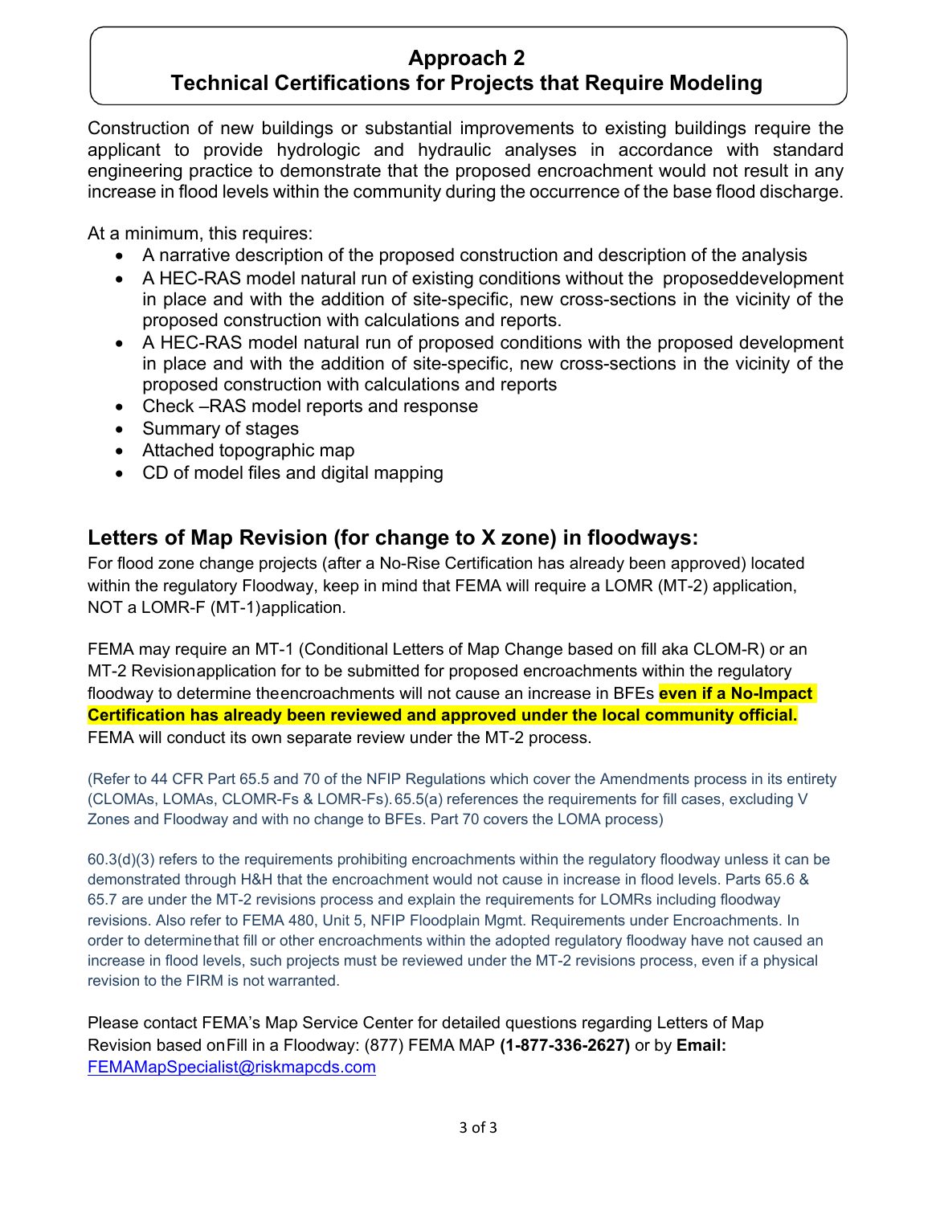## Approach 2
## Technical Certifications for Projects that Require Modeling

Construction of new buildings or substantial improvements to existing buildings require the applicant to provide hydrologic and hydraulic analyses in accordance with standard engineering practice to demonstrate that the proposed encroachment would not result in any increase in flood levels within the community during the occurrence of the base flood discharge.

At a minimum, this requires:

- A narrative description of the proposed construction and description of the analysis
- A HEC-RAS model natural run of existing conditions without the proposeddevelopment in place and with the addition of site-specific, new cross-sections in the vicinity of the proposed construction with calculations and reports.
- A HEC-RAS model natural run of proposed conditions with the proposed development in place and with the addition of site-specific, new cross-sections in the vicinity of the proposed construction with calculations and reports
- Check –RAS model reports and response
- Summary of stages
- Attached topographic map
- CD of model files and digital mapping

## Letters of Map Revision (for change to X zone) in floodways:

For flood zone change projects (after a No-Rise Certification has already been approved) located within the regulatory Floodway, keep in mind that FEMA will require a LOMR (MT-2) application, NOT a LOMR-F (MT-1)application.

FEMA may require an MT-1 (Conditional Letters of Map Change based on fill aka CLOM-R) or an MT-2 Revisionapplication for to be submitted for proposed encroachments within the regulatory floodway to determine theencroachments will not cause an increase in BFEs **even if a No-Impact Certification has already been reviewed and approved under the local community official.** FEMA will conduct its own separate review under the MT-2 process.

(Refer to 44 CFR Part 65.5 and 70 of the NFIP Regulations which cover the Amendments process in its entirety (CLOMAs, LOMAs, CLOMR-Fs & LOMR-Fs). 65.5(a) references the requirements for fill cases, excluding V Zones and Floodway and with no change to BFEs. Part 70 covers the LOMA process)

60.3(d)(3) refers to the requirements prohibiting encroachments within the regulatory floodway unless it can be demonstrated through H&H that the encroachment would not cause in increase in flood levels. Parts 65.6 & 65.7 are under the MT-2 revisions process and explain the requirements for LOMRs including floodway revisions. Also refer to FEMA 480, Unit 5, NFIP Floodplain Mgmt. Requirements under Encroachments. In order to determinethat fill or other encroachments within the adopted regulatory floodway have not caused an increase in flood levels, such projects must be reviewed under the MT-2 revisions process, even if a physical revision to the FIRM is not warranted.

Please contact FEMA's Map Service Center for detailed questions regarding Letters of Map Revision based onFill in a Floodway: (877) FEMA MAP **(1-877-336-2627)** or by **Email:** FEMAMapSpecialist@riskmapcds.com